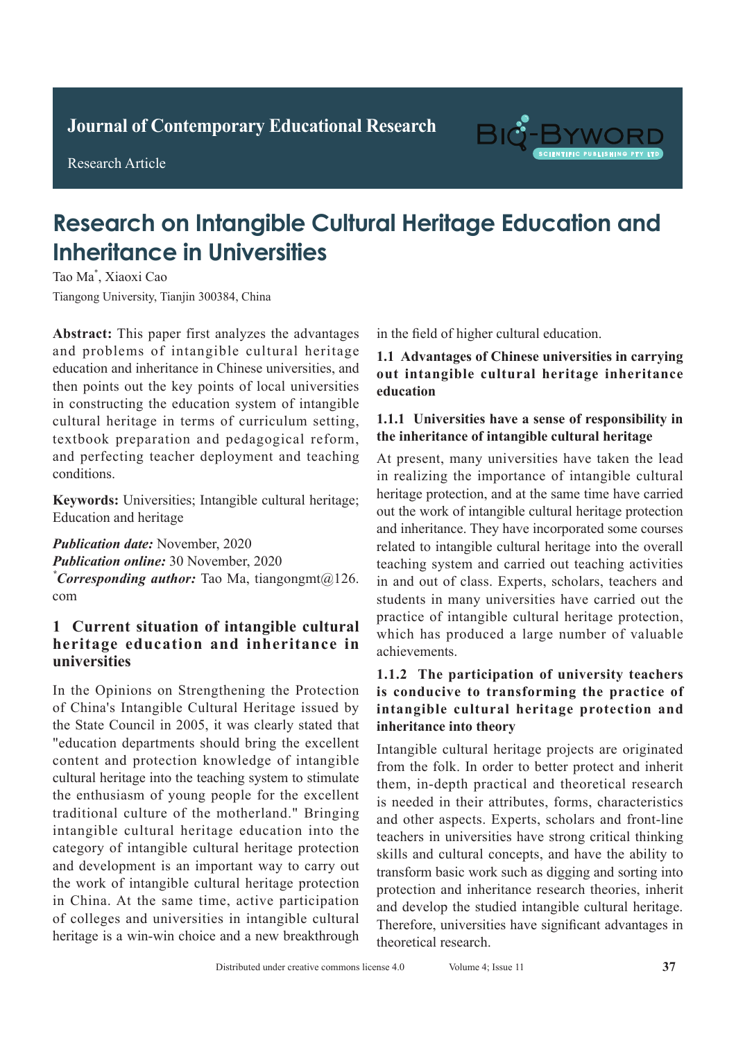Journal of Contemporary Educational Research

Research Article

# Research on Intangible Cultural Heritage Education and Inheritance in Universities

Tao Ma*, Xiaoxi Cao

Tiangong University, Tianjin 300384, China

**Abstract:** This paper first analyzes the advantages and problems of intangible cultural heritage education and inheritance in Chinese universities, and then points out the key points of local universities in constructing the education system of intangible cultural heritage in terms of curriculum setting, textbook preparation and pedagogical reform, and perfecting teacher deployment and teaching conditions.

**Keywords:** Universities; Intangible cultural heritage; Education and heritage

***Publication date:*** November, 2020
***Publication online:*** 30 November, 2020
****Corresponding author:*** Tao Ma, tiangongmt@126.com

## 1 Current situation of intangible cultural heritage education and inheritance in universities

In the Opinions on Strengthening the Protection of China's Intangible Cultural Heritage issued by the State Council in 2005, it was clearly stated that "education departments should bring the excellent content and protection knowledge of intangible cultural heritage into the teaching system to stimulate the enthusiasm of young people for the excellent traditional culture of the motherland." Bringing intangible cultural heritage education into the category of intangible cultural heritage protection and development is an important way to carry out the work of intangible cultural heritage protection in China. At the same time, active participation of colleges and universities in intangible cultural heritage is a win-win choice and a new breakthrough in the field of higher cultural education.

### 1.1 Advantages of Chinese universities in carrying out intangible cultural heritage inheritance education

#### 1.1.1 Universities have a sense of responsibility in the inheritance of intangible cultural heritage

At present, many universities have taken the lead in realizing the importance of intangible cultural heritage protection, and at the same time have carried out the work of intangible cultural heritage protection and inheritance. They have incorporated some courses related to intangible cultural heritage into the overall teaching system and carried out teaching activities in and out of class. Experts, scholars, teachers and students in many universities have carried out the practice of intangible cultural heritage protection, which has produced a large number of valuable achievements.

#### 1.1.2 The participation of university teachers is conducive to transforming the practice of intangible cultural heritage protection and inheritance into theory

Intangible cultural heritage projects are originated from the folk. In order to better protect and inherit them, in-depth practical and theoretical research is needed in their attributes, forms, characteristics and other aspects. Experts, scholars and front-line teachers in universities have strong critical thinking skills and cultural concepts, and have the ability to transform basic work such as digging and sorting into protection and inheritance research theories, inherit and develop the studied intangible cultural heritage. Therefore, universities have significant advantages in theoretical research.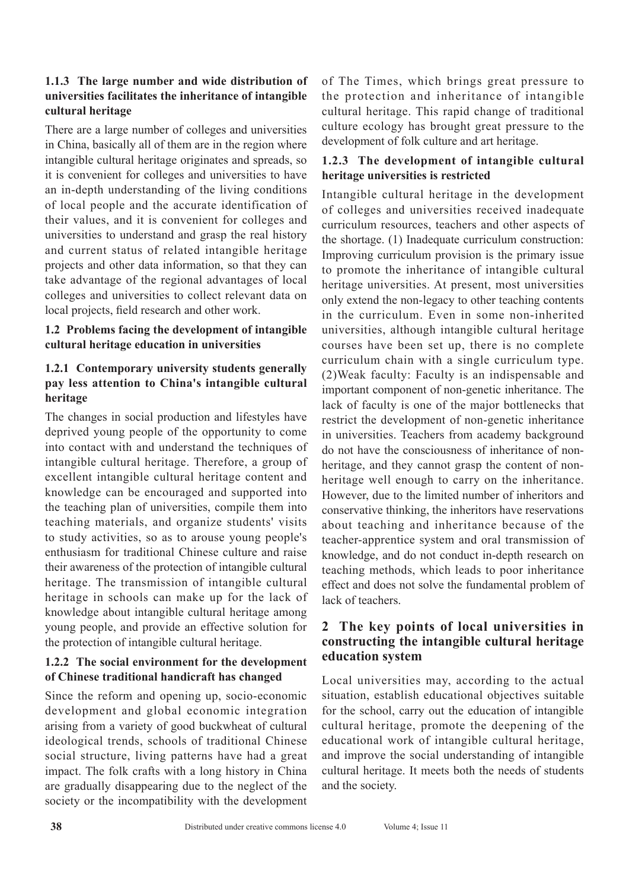### 1.1.3 The large number and wide distribution of universities facilitates the inheritance of intangible cultural heritage

There are a large number of colleges and universities in China, basically all of them are in the region where intangible cultural heritage originates and spreads, so it is convenient for colleges and universities to have an in-depth understanding of the living conditions of local people and the accurate identification of their values, and it is convenient for colleges and universities to understand and grasp the real history and current status of related intangible heritage projects and other data information, so that they can take advantage of the regional advantages of local colleges and universities to collect relevant data on local projects, field research and other work.

### 1.2 Problems facing the development of intangible cultural heritage education in universities

### 1.2.1 Contemporary university students generally pay less attention to China's intangible cultural heritage

The changes in social production and lifestyles have deprived young people of the opportunity to come into contact with and understand the techniques of intangible cultural heritage. Therefore, a group of excellent intangible cultural heritage content and knowledge can be encouraged and supported into the teaching plan of universities, compile them into teaching materials, and organize students' visits to study activities, so as to arouse young people's enthusiasm for traditional Chinese culture and raise their awareness of the protection of intangible cultural heritage. The transmission of intangible cultural heritage in schools can make up for the lack of knowledge about intangible cultural heritage among young people, and provide an effective solution for the protection of intangible cultural heritage.

### 1.2.2 The social environment for the development of Chinese traditional handicraft has changed

Since the reform and opening up, socio-economic development and global economic integration arising from a variety of good buckwheat of cultural ideological trends, schools of traditional Chinese social structure, living patterns have had a great impact. The folk crafts with a long history in China are gradually disappearing due to the neglect of the society or the incompatibility with the development of The Times, which brings great pressure to the protection and inheritance of intangible cultural heritage. This rapid change of traditional culture ecology has brought great pressure to the development of folk culture and art heritage.

### 1.2.3 The development of intangible cultural heritage universities is restricted

Intangible cultural heritage in the development of colleges and universities received inadequate curriculum resources, teachers and other aspects of the shortage. (1) Inadequate curriculum construction: Improving curriculum provision is the primary issue to promote the inheritance of intangible cultural heritage universities. At present, most universities only extend the non-legacy to other teaching contents in the curriculum. Even in some non-inherited universities, although intangible cultural heritage courses have been set up, there is no complete curriculum chain with a single curriculum type. (2)Weak faculty: Faculty is an indispensable and important component of non-genetic inheritance. The lack of faculty is one of the major bottlenecks that restrict the development of non-genetic inheritance in universities. Teachers from academy background do not have the consciousness of inheritance of non-heritage, and they cannot grasp the content of non-heritage well enough to carry on the inheritance. However, due to the limited number of inheritors and conservative thinking, the inheritors have reservations about teaching and inheritance because of the teacher-apprentice system and oral transmission of knowledge, and do not conduct in-depth research on teaching methods, which leads to poor inheritance effect and does not solve the fundamental problem of lack of teachers.

## 2 The key points of local universities in constructing the intangible cultural heritage education system

Local universities may, according to the actual situation, establish educational objectives suitable for the school, carry out the education of intangible cultural heritage, promote the deepening of the educational work of intangible cultural heritage, and improve the social understanding of intangible cultural heritage. It meets both the needs of students and the society.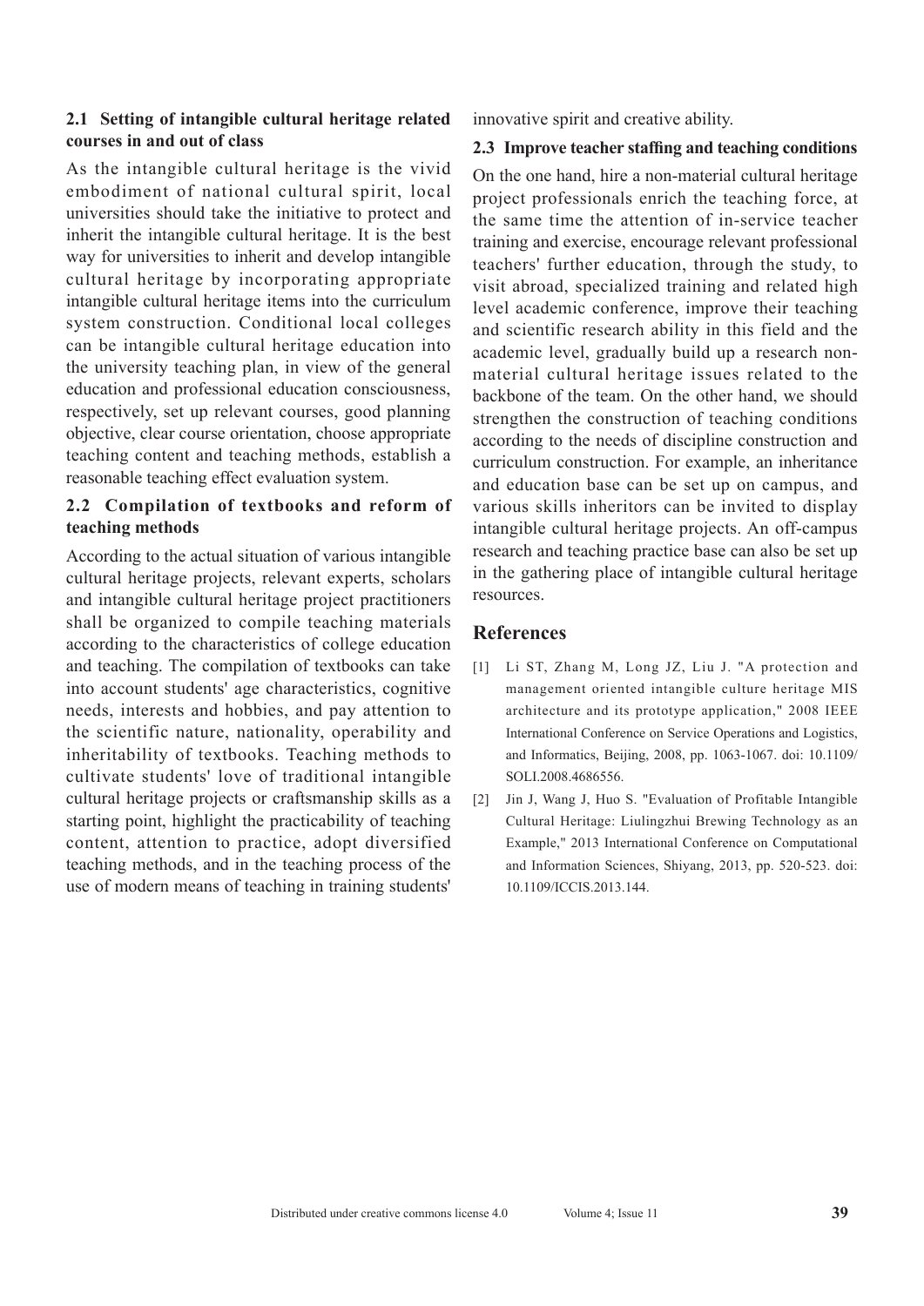### 2.1 Setting of intangible cultural heritage related courses in and out of class

As the intangible cultural heritage is the vivid embodiment of national cultural spirit, local universities should take the initiative to protect and inherit the intangible cultural heritage. It is the best way for universities to inherit and develop intangible cultural heritage by incorporating appropriate intangible cultural heritage items into the curriculum system construction. Conditional local colleges can be intangible cultural heritage education into the university teaching plan, in view of the general education and professional education consciousness, respectively, set up relevant courses, good planning objective, clear course orientation, choose appropriate teaching content and teaching methods, establish a reasonable teaching effect evaluation system.

### 2.2 Compilation of textbooks and reform of teaching methods

According to the actual situation of various intangible cultural heritage projects, relevant experts, scholars and intangible cultural heritage project practitioners shall be organized to compile teaching materials according to the characteristics of college education and teaching. The compilation of textbooks can take into account students' age characteristics, cognitive needs, interests and hobbies, and pay attention to the scientific nature, nationality, operability and inheritability of textbooks. Teaching methods to cultivate students' love of traditional intangible cultural heritage projects or craftsmanship skills as a starting point, highlight the practicability of teaching content, attention to practice, adopt diversified teaching methods, and in the teaching process of the use of modern means of teaching in training students' innovative spirit and creative ability.

### 2.3 Improve teacher staffing and teaching conditions

On the one hand, hire a non-material cultural heritage project professionals enrich the teaching force, at the same time the attention of in-service teacher training and exercise, encourage relevant professional teachers' further education, through the study, to visit abroad, specialized training and related high level academic conference, improve their teaching and scientific research ability in this field and the academic level, gradually build up a research non-material cultural heritage issues related to the backbone of the team. On the other hand, we should strengthen the construction of teaching conditions according to the needs of discipline construction and curriculum construction. For example, an inheritance and education base can be set up on campus, and various skills inheritors can be invited to display intangible cultural heritage projects. An off-campus research and teaching practice base can also be set up in the gathering place of intangible cultural heritage resources.

## References

[1] Li ST, Zhang M, Long JZ, Liu J. "A protection and management oriented intangible culture heritage MIS architecture and its prototype application," 2008 IEEE International Conference on Service Operations and Logistics, and Informatics, Beijing, 2008, pp. 1063-1067. doi: 10.1109/SOLI.2008.4686556.

[2] Jin J, Wang J, Huo S. "Evaluation of Profitable Intangible Cultural Heritage: Liulingzhui Brewing Technology as an Example," 2013 International Conference on Computational and Information Sciences, Shiyang, 2013, pp. 520-523. doi: 10.1109/ICCIS.2013.144.